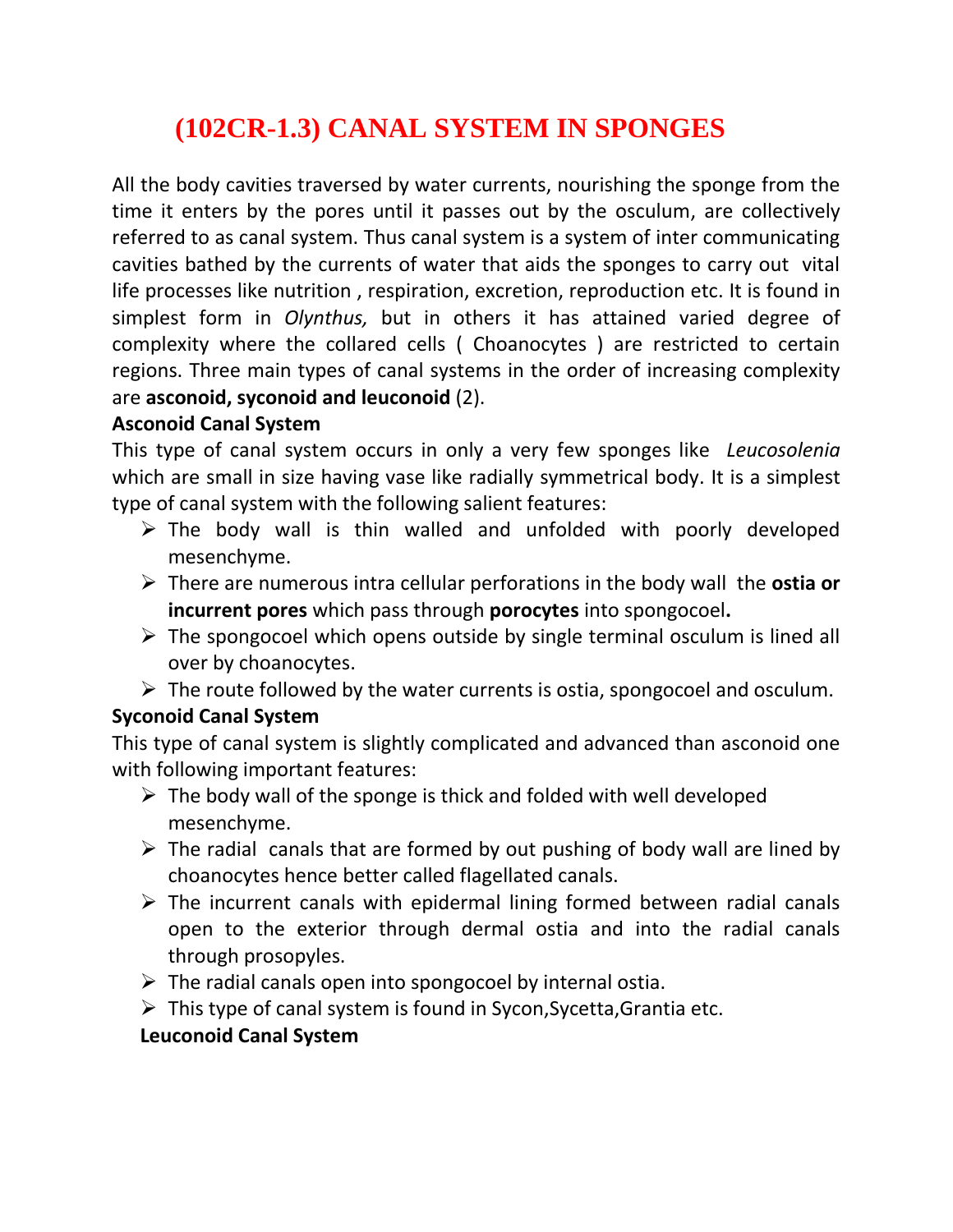# (102CR-1.3) CANAL SYSTEM IN SPONGES

All the body cavities traversed by water currents, nourishing the sponge from the time it enters by the pores until it passes out by the osculum, are collectively referred to as canal system. Thus canal system is a system of inter communicating cavities bathed by the currents of water that aids the sponges to carry out vital life processes like nutrition , respiration, excretion, reproduction etc. It is found in simplest form in *Olynthus,* but in others it has attained varied degree of complexity where the collared cells ( Choanocytes ) are restricted to certain regions. Three main types of canal systems in the order of increasing complexity are **asconoid, syconoid and leuconoid** (2).

**Asconoid Canal System**

This type of canal system occurs in only a very few sponges like *Leucosolenia* which are small in size having vase like radially symmetrical body. It is a simplest type of canal system with the following salient features:

- The body wall is thin walled and unfolded with poorly developed mesenchyme.
- There are numerous intra cellular perforations in the body wall the **ostia or incurrent pores** which pass through **porocytes** into spongocoel**.**
- The spongocoel which opens outside by single terminal osculum is lined all over by choanocytes.
- The route followed by the water currents is ostia, spongocoel and osculum.

**Syconoid Canal System**

This type of canal system is slightly complicated and advanced than asconoid one with following important features:

- The body wall of the sponge is thick and folded with well developed mesenchyme.
- The radial canals that are formed by out pushing of body wall are lined by choanocytes hence better called flagellated canals.
- The incurrent canals with epidermal lining formed between radial canals open to the exterior through dermal ostia and into the radial canals through prosopyles.
- The radial canals open into spongocoel by internal ostia.
- This type of canal system is found in Sycon,Sycetta,Grantia etc.

**Leuconoid Canal System**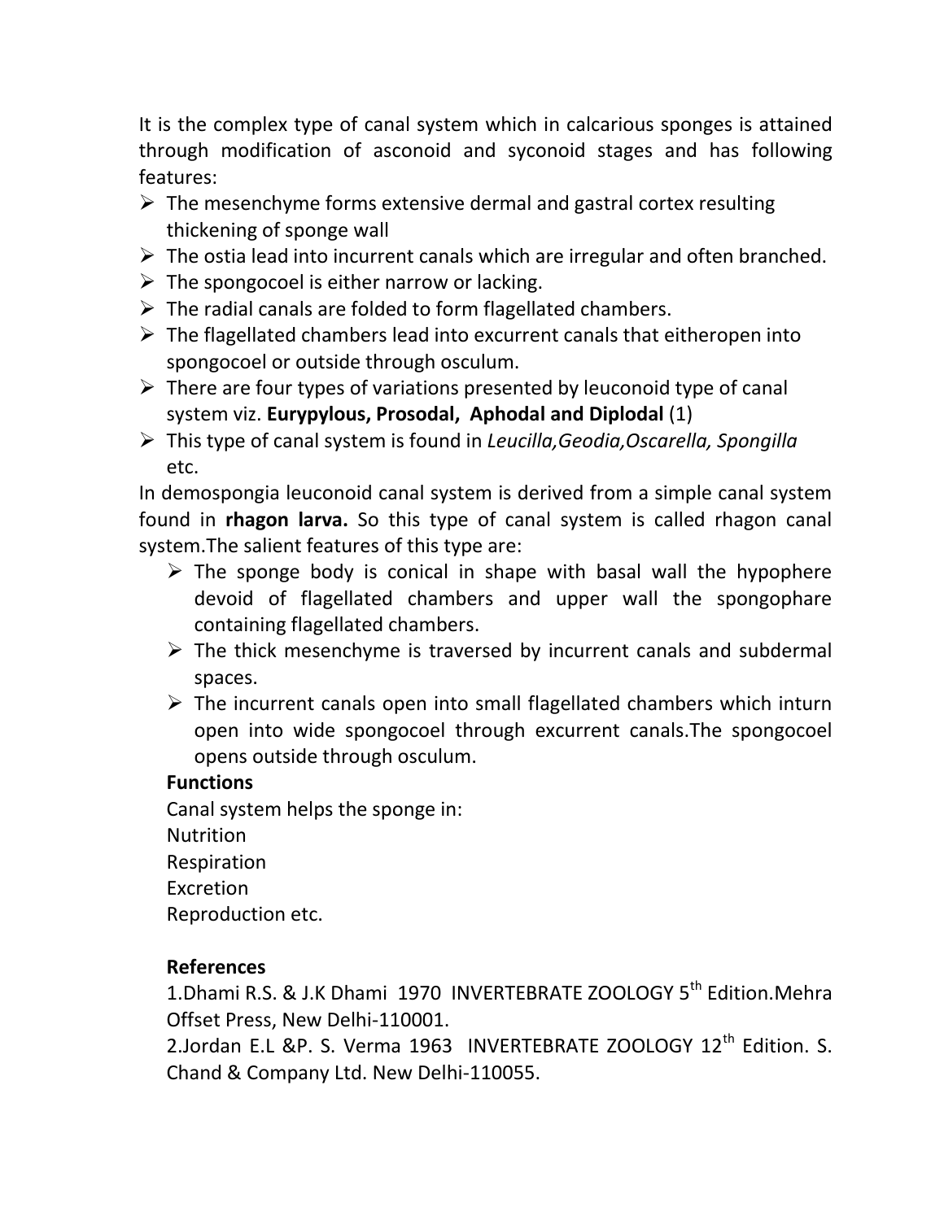It is the complex type of canal system which in calcarious sponges is attained through modification of asconoid and syconoid stages and has following features:

- The mesenchyme forms extensive dermal and gastral cortex resulting thickening of sponge wall
- The ostia lead into incurrent canals which are irregular and often branched.
- The spongocoel is either narrow or lacking.
- The radial canals are folded to form flagellated chambers.
- The flagellated chambers lead into excurrent canals that eitheropen into spongocoel or outside through osculum.
- There are four types of variations presented by leuconoid type of canal system viz. **Eurypylous, Prosodal, Aphodal and Diplodal** (1)
- This type of canal system is found in *Leucilla,Geodia,Oscarella, Spongilla* etc.

In demospongia leuconoid canal system is derived from a simple canal system found in **rhagon larva.** So this type of canal system is called rhagon canal system.The salient features of this type are:

- The sponge body is conical in shape with basal wall the hypophere devoid of flagellated chambers and upper wall the spongophare containing flagellated chambers.
- The thick mesenchyme is traversed by incurrent canals and subdermal spaces.
- The incurrent canals open into small flagellated chambers which inturn open into wide spongocoel through excurrent canals.The spongocoel opens outside through osculum.

**Functions**

Canal system helps the sponge in:

Nutrition

Respiration

Excretion

Reproduction etc.

**References**

1.Dhami R.S. & J.K Dhami 1970 INVERTEBRATE ZOOLOGY 5th Edition.Mehra Offset Press, New Delhi-110001.

2.Jordan E.L &P. S. Verma 1963 INVERTEBRATE ZOOLOGY 12th Edition. S. Chand & Company Ltd. New Delhi-110055.